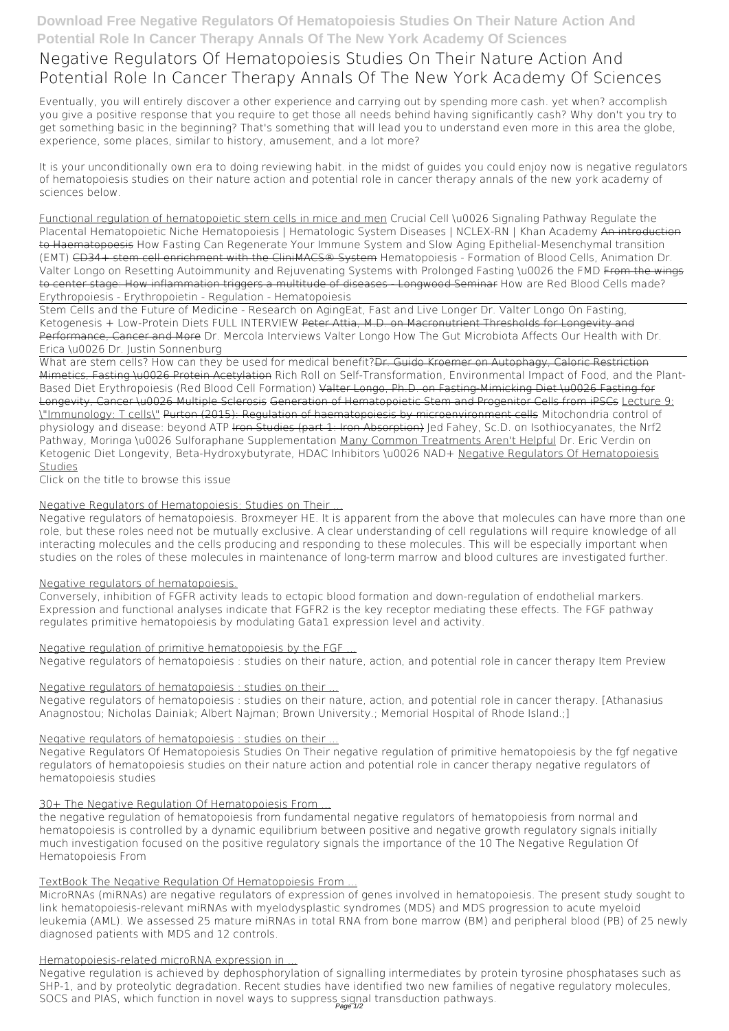**Download Free Negative Regulators Of Hematopoiesis Studies On Their Nature Action And Potential Role In Cancer Therapy Annals Of The New York Academy Of Sciences**

# Negative Regulators Of Hematopoiesis Studies On Their Nature Action And Potential Role In Cancer Therapy Annals Of The New York Academy Of Sciences

Eventually, you will entirely discover a other experience and carrying out by spending more cash. yet when? accomplish you give a positive response that you require to get those all needs behind having significantly cash? Why don't you try to get something basic in the beginning? That's something that will lead you to understand even more in this area the globe, experience, some places, similar to history, amusement, and a lot more?

It is your unconditionally own era to doing reviewing habit. in the midst of guides you could enjoy now is **negative regulators of hematopoiesis studies on their nature action and potential role in cancer therapy annals of the new york academy of sciences** below.

Functional regulation of hematopoietic stem cells in mice and men *Crucial Cell \u0026 Signaling Pathway Regulate the Placental Hematopoietic Niche* *Hematopoiesis | Hematologic System Diseases | NCLEX-RN | Khan Academy* An introduction to Haematopoesis *How Fasting Can Regenerate Your Immune System and Slow Aging* *Epithelial-Mesenchymal transition (EMT)* CD34+ stem cell enrichment with the CliniMACS® System *Hematopoiesis - Formation of Blood Cells, Animation* *Dr. Valter Longo on Resetting Autoimmunity and Rejuvenating Systems with Prolonged Fasting \u0026 the FMD* From the wings to center stage: How inflammation triggers a multitude of diseases - Longwood Seminar *How are Red Blood Cells made? Erythropoiesis - Erythropoietin - Regulation - Hematopoiesis*

Stem Cells and the Future of Medicine - Research on Aging*Eat, Fast and Live Longer* *Dr. Valter Longo On Fasting, Ketogenesis + Low-Protein Diets FULL INTERVIEW* Peter Attia, M.D. on Macronutrient Thresholds for Longevity and Performance, Cancer and More *Dr. Mercola Interviews Valter Longo* *How The Gut Microbiota Affects Our Health with Dr. Erica \u0026 Dr. Justin Sonnenburg*

What are stem cells? How can they be used for medical benefit?Dr. Guido Kroemer on Autophagy, Caloric Restriction Mimetics, Fasting \u0026 Protein Acetylation *Rich Roll on Self-Transformation, Environmental Impact of Food, and the Plant-Based Diet* *Erythropoiesis (Red Blood Cell Formation)* Valter Longo, Ph.D. on Fasting-Mimicking Diet \u0026 Fasting for Longevity, Cancer \u0026 Multiple Sclerosis Generation of Hematopoietic Stem and Progenitor Cells from iPSCs Lecture 9: \"Immunology: T cells\" Purton (2015): Regulation of haematopoiesis by microenvironment cells *Mitochondria control of physiology and disease: beyond ATP* Iron Studies (part 1: Iron Absorption) *Jed Fahey, Sc.D. on Isothiocyanates, the Nrf2 Pathway, Moringa \u0026 Sulforaphane Supplementation* Many Common Treatments Aren't Helpful *Dr. Eric Verdin on Ketogenic Diet Longevity, Beta-Hydroxybutyrate, HDAC Inhibitors \u0026 NAD+* Negative Regulators Of Hematopoiesis Studies

Click on the title to browse this issue

## Negative Regulators of Hematopoiesis: Studies on Their ...

Negative regulators of hematopoiesis. Broxmeyer HE. It is apparent from the above that molecules can have more than one role, but these roles need not be mutually exclusive. A clear understanding of cell regulations will require knowledge of all interacting molecules and the cells producing and responding to these molecules. This will be especially important when studies on the roles of these molecules in maintenance of long-term marrow and blood cultures are investigated further.

## Negative regulators of hematopoiesis.

Conversely, inhibition of FGFR activity leads to ectopic blood formation and down-regulation of endothelial markers. Expression and functional analyses indicate that FGFR2 is the key receptor mediating these effects. The FGF pathway regulates primitive hematopoiesis by modulating Gata1 expression level and activity.

## Negative regulation of primitive hematopoiesis by the FGF ...

Negative regulators of hematopoiesis : studies on their nature, action, and potential role in cancer therapy Item Preview

## Negative regulators of hematopoiesis : studies on their ...

Negative regulators of hematopoiesis : studies on their nature, action, and potential role in cancer therapy. [Athanasius Anagnostou; Nicholas Dainiak; Albert Najman; Brown University.; Memorial Hospital of Rhode Island.;]

## Negative regulators of hematopoiesis : studies on their ...

Negative Regulators Of Hematopoiesis Studies On Their negative regulation of primitive hematopoiesis by the fgf negative regulators of hematopoiesis studies on their nature action and potential role in cancer therapy negative regulators of hematopoiesis studies

## 30+ The Negative Regulation Of Hematopoiesis From ...

the negative regulation of hematopoiesis from fundamental negative regulators of hematopoiesis from normal and hematopoiesis is controlled by a dynamic equilibrium between positive and negative growth regulatory signals initially much investigation focused on the positive regulatory signals the importance of the 10 The Negative Regulation Of Hematopoiesis From

## TextBook The Negative Regulation Of Hematopoiesis From ...

MicroRNAs (miRNAs) are negative regulators of expression of genes involved in hematopoiesis. The present study sought to link hematopoiesis-relevant miRNAs with myelodysplastic syndromes (MDS) and MDS progression to acute myeloid leukemia (AML). We assessed 25 mature miRNAs in total RNA from bone marrow (BM) and peripheral blood (PB) of 25 newly diagnosed patients with MDS and 12 controls.

## Hematopoiesis-related microRNA expression in ...

Negative regulation is achieved by dephosphorylation of signalling intermediates by protein tyrosine phosphatases such as SHP-1, and by proteolytic degradation. Recent studies have identified two new families of negative regulatory molecules, SOCS and PIAS, which function in novel ways to suppress signal transduction pathways.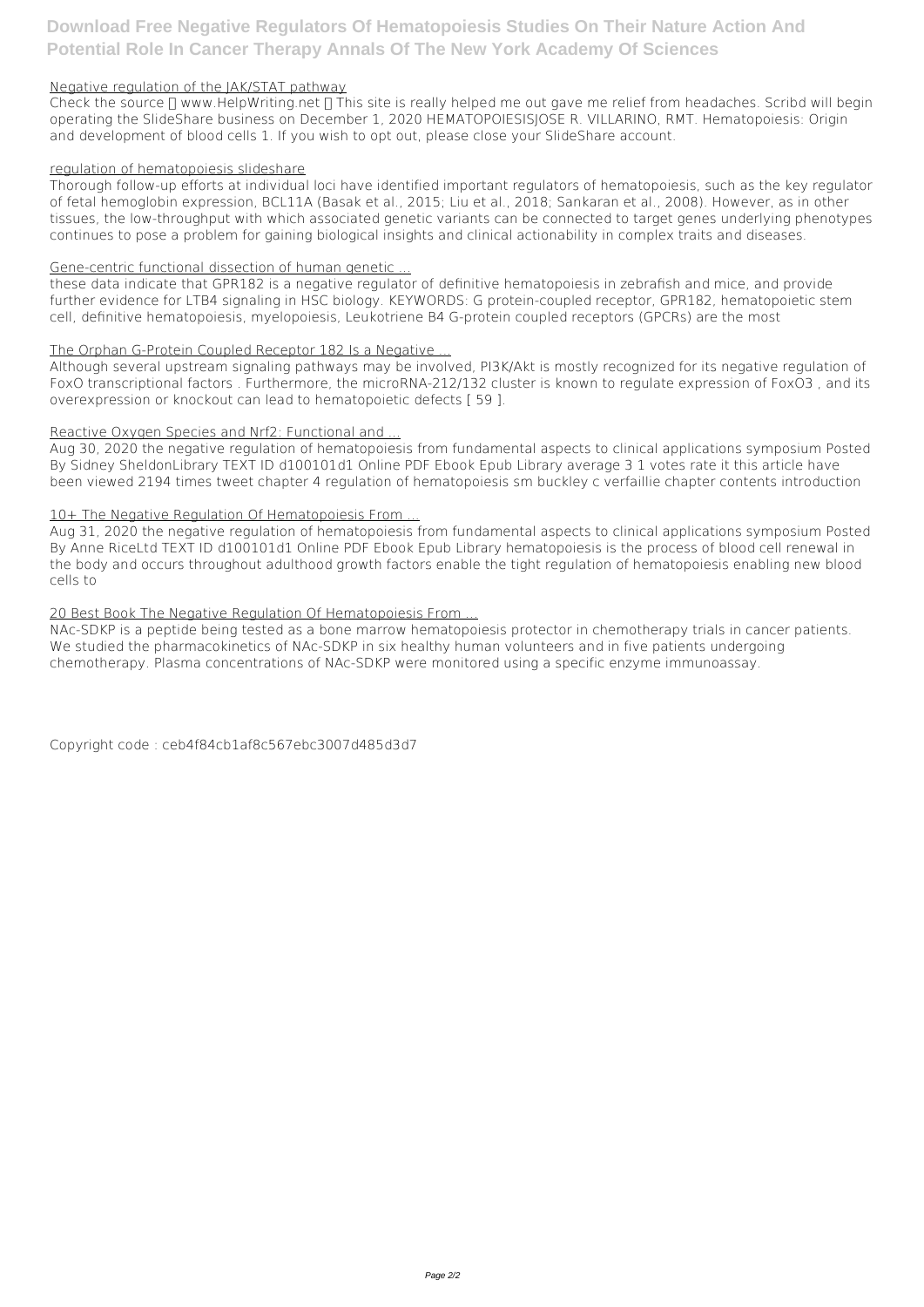## Negative regulation of the JAK/STAT pathway

Check the source  www.HelpWriting.net  This site is really helped me out gave me relief from headaches. Scribd will begin operating the SlideShare business on December 1, 2020 HEMATOPOIESISJOSE R. VILLARINO, RMT. Hematopoiesis: Origin and development of blood cells 1. If you wish to opt out, please close your SlideShare account.

## regulation of hematopoiesis slideshare

Thorough follow-up efforts at individual loci have identified important regulators of hematopoiesis, such as the key regulator of fetal hemoglobin expression, BCL11A (Basak et al., 2015; Liu et al., 2018; Sankaran et al., 2008). However, as in other tissues, the low-throughput with which associated genetic variants can be connected to target genes underlying phenotypes continues to pose a problem for gaining biological insights and clinical actionability in complex traits and diseases.

## Gene-centric functional dissection of human genetic ...

these data indicate that GPR182 is a negative regulator of definitive hematopoiesis in zebrafish and mice, and provide further evidence for LTB4 signaling in HSC biology. KEYWORDS: G protein-coupled receptor, GPR182, hematopoietic stem cell, definitive hematopoiesis, myelopoiesis, Leukotriene B4 G-protein coupled receptors (GPCRs) are the most

## The Orphan G-Protein Coupled Receptor 182 Is a Negative ...

Although several upstream signaling pathways may be involved, PI3K/Akt is mostly recognized for its negative regulation of FoxO transcriptional factors . Furthermore, the microRNA-212/132 cluster is known to regulate expression of FoxO3 , and its overexpression or knockout can lead to hematopoietic defects [ 59 ].

## Reactive Oxygen Species and Nrf2: Functional and ...

Aug 30, 2020 the negative regulation of hematopoiesis from fundamental aspects to clinical applications symposium Posted By Sidney SheldonLibrary TEXT ID d100101d1 Online PDF Ebook Epub Library average 3 1 votes rate it this article have been viewed 2194 times tweet chapter 4 regulation of hematopoiesis sm buckley c verfaillie chapter contents introduction

## 10+ The Negative Regulation Of Hematopoiesis From ...

Aug 31, 2020 the negative regulation of hematopoiesis from fundamental aspects to clinical applications symposium Posted By Anne RiceLtd TEXT ID d100101d1 Online PDF Ebook Epub Library hematopoiesis is the process of blood cell renewal in the body and occurs throughout adulthood growth factors enable the tight regulation of hematopoiesis enabling new blood cells to

## 20 Best Book The Negative Regulation Of Hematopoiesis From ...

NAc-SDKP is a peptide being tested as a bone marrow hematopoiesis protector in chemotherapy trials in cancer patients. We studied the pharmacokinetics of NAc-SDKP in six healthy human volunteers and in five patients undergoing chemotherapy. Plasma concentrations of NAc-SDKP were monitored using a specific enzyme immunoassay.

Copyright code : ceb4f84cb1af8c567ebc3007d485d3d7